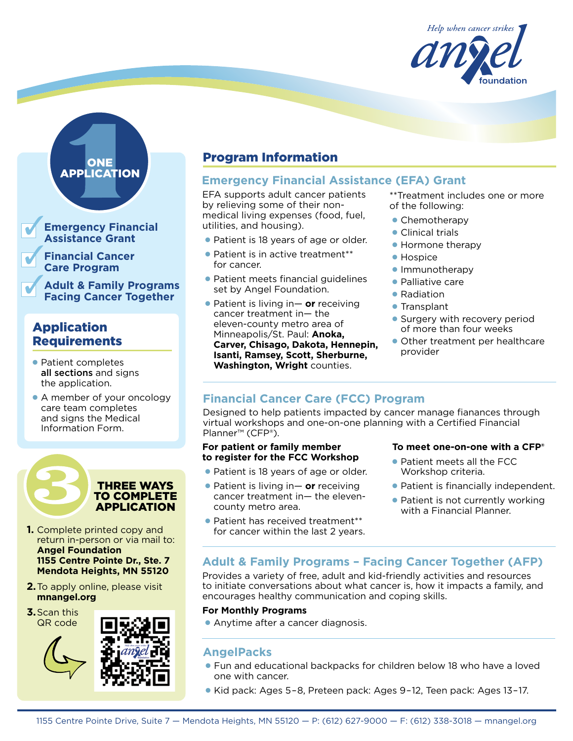*Help when cancer strikes*
**angel foundation**

## ONE APPLICATION

- Emergency Financial Assistance Grant
- Financial Cancer Care Program
- Adult & Family Programs Facing Cancer Together

### Application Requirements

- Patient completes **all sections** and signs the application.
- A member of your oncology care team completes and signs the Medical Information Form.

### THREE WAYS TO COMPLETE APPLICATION

1. Complete printed copy and return in-person or via mail to:
   **Angel Foundation**
   **1155 Centre Pointe Dr., Ste. 7**
   **Mendota Heights, MN 55120**
2. To apply online, please visit **mnangel.org**
3. Scan this QR code

## Program Information

### Emergency Financial Assistance (EFA) Grant

EFA supports adult cancer patients by relieving some of their non-medical living expenses (food, fuel, utilities, and housing).

- Patient is 18 years of age or older.
- Patient is in active treatment** for cancer.
- Patient meets financial guidelines set by Angel Foundation.
- Patient is living in— **or** receiving cancer treatment in— the eleven-county metro area of Minneapolis/St. Paul: **Anoka, Carver, Chisago, Dakota, Hennepin, Isanti, Ramsey, Scott, Sherburne, Washington, Wright** counties.

**Treatment includes one or more of the following:

- Chemotherapy
- Clinical trials
- Hormone therapy
- Hospice
- Immunotherapy
- Palliative care
- Radiation
- Transplant
- Surgery with recovery period of more than four weeks
- Other treatment per healthcare provider

### Financial Cancer Care (FCC) Program

Designed to help patients impacted by cancer manage fianances through virtual workshops and one-on-one planning with a Certified Financial Planner™ (CFP®).

**For patient or family member to register for the FCC Workshop**

- Patient is 18 years of age or older.
- Patient is living in— **or** receiving cancer treatment in— the eleven-county metro area.
- Patient has received treatment** for cancer within the last 2 years.

**To meet one-on-one with a CFP®**

- Patient meets all the FCC Workshop criteria.
- Patient is financially independent.
- Patient is not currently working with a Financial Planner.

### Adult & Family Programs – Facing Cancer Together (AFP)

Provides a variety of free, adult and kid-friendly activities and resources to initiate conversations about what cancer is, how it impacts a family, and encourages healthy communication and coping skills.

**For Monthly Programs**

- Anytime after a cancer diagnosis.

### AngelPacks

- Fun and educational backpacks for children below 18 who have a loved one with cancer.
- Kid pack: Ages 5–8, Preteen pack: Ages 9–12, Teen pack: Ages 13–17.

1155 Centre Pointe Drive, Suite 7 — Mendota Heights, MN 55120 — P: (612) 627-9000 — F: (612) 338-3018 — mnangel.org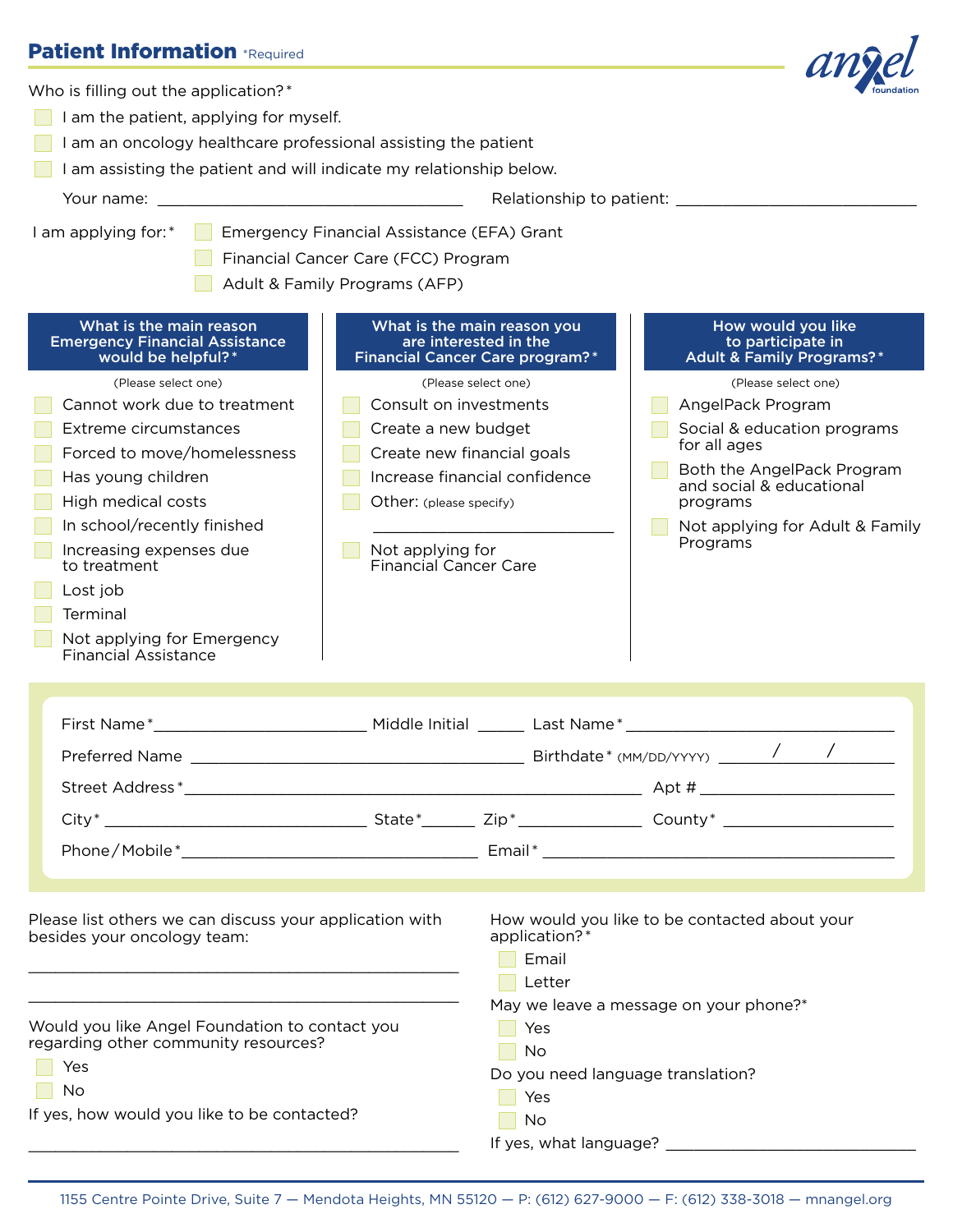## Patient Information *Required

Who is filling out the application?*

- [ ] I am the patient, applying for myself.
- [ ] I am an oncology healthcare professional assisting the patient
- [ ] I am assisting the patient and will indicate my relationship below.

Your name: ______________________________ Relationship to patient: ______________________________

I am applying for:*

- [ ] Emergency Financial Assistance (EFA) Grant
- [ ] Financial Cancer Care (FCC) Program
- [ ] Adult & Family Programs (AFP)

### What is the main reason Emergency Financial Assistance would be helpful?*

(Please select one)

- [ ] Cannot work due to treatment
- [ ] Extreme circumstances
- [ ] Forced to move/homelessness
- [ ] Has young children
- [ ] High medical costs
- [ ] In school/recently finished
- [ ] Increasing expenses due to treatment
- [ ] Lost job
- [ ] Terminal
- [ ] Not applying for Emergency Financial Assistance

### What is the main reason you are interested in the Financial Cancer Care program?*

(Please select one)

- [ ] Consult on investments
- [ ] Create a new budget
- [ ] Create new financial goals
- [ ] Increase financial confidence
- [ ] Other: (please specify) ______________________________
- [ ] Not applying for Financial Cancer Care

### How would you like to participate in Adult & Family Programs?*

(Please select one)

- [ ] AngelPack Program
- [ ] Social & education programs for all ages
- [ ] Both the AngelPack Program and social & educational programs
- [ ] Not applying for Adult & Family Programs

First Name* ______________________ Middle Initial _____ Last Name* ______________________

Preferred Name ______________________ Birthdate* (MM/DD/YYYY) _____ / _____ / _____

Street Address* ______________________________ Apt # __________

City* ______________________ State* _____ Zip* __________ County* __________

Phone/Mobile* ______________________ Email* ______________________

Please list others we can discuss your application with besides your oncology team:

______________________________

______________________________

Would you like Angel Foundation to contact you regarding other community resources?

- [ ] Yes
- [ ] No

If yes, how would you like to be contacted?

______________________________

How would you like to be contacted about your application?*

- [ ] Email
- [ ] Letter

May we leave a message on your phone?*

- [ ] Yes
- [ ] No

Do you need language translation?

- [ ] Yes
- [ ] No

If yes, what language? ______________________________

1155 Centre Pointe Drive, Suite 7 — Mendota Heights, MN 55120 — P: (612) 627-9000 — F: (612) 338-3018 — mnangel.org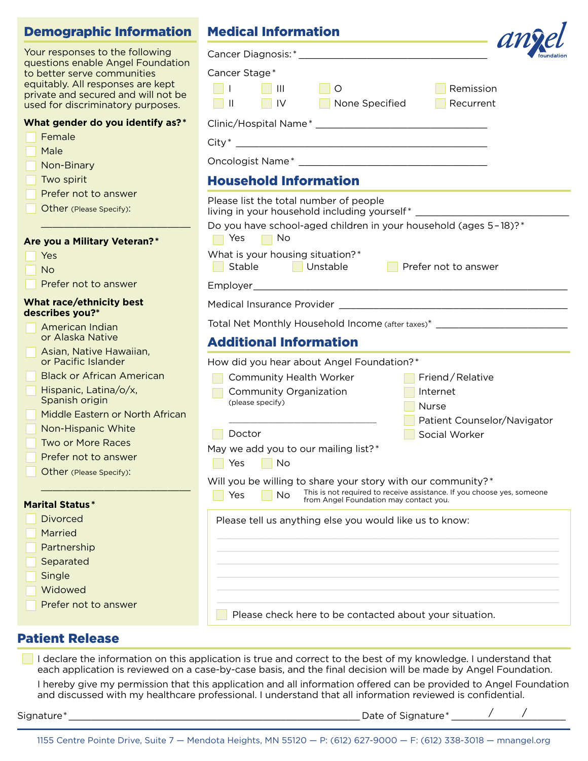## Demographic Information

Your responses to the following questions enable Angel Foundation to better serve communities equitably. All responses are kept private and secured and will not be used for discriminatory purposes.

**What gender do you identify as?***

- ☐ Female
- ☐ Male
- ☐ Non-Binary
- ☐ Two spirit
- ☐ Prefer not to answer
- ☐ Other (Please Specify): ____________________

**Are you a Military Veteran?***

- ☐ Yes
- ☐ No
- ☐ Prefer not to answer

**What race/ethnicity best describes you?***

- ☐ American Indian or Alaska Native
- ☐ Asian, Native Hawaiian, or Pacific Islander
- ☐ Black or African American
- ☐ Hispanic, Latina/o/x, Spanish origin
- ☐ Middle Eastern or North African
- ☐ Non-Hispanic White
- ☐ Two or More Races
- ☐ Prefer not to answer
- ☐ Other (Please Specify): ____________________

**Marital Status***

- ☐ Divorced
- ☐ Married
- ☐ Partnership
- ☐ Separated
- ☐ Single
- ☐ Widowed
- ☐ Prefer not to answer

## Medical Information

Cancer Diagnosis:* ____________________

Cancer Stage*

- ☐ I
- ☐ II
- ☐ III
- ☐ IV
- ☐ O
- ☐ None Specified
- ☐ Remission
- ☐ Recurrent

Clinic/Hospital Name* ____________________

City* ____________________

Oncologist Name* ____________________

## Household Information

Please list the total number of people living in your household including yourself* ____________________

Do you have school-aged children in your household (ages 5–18)?*

- ☐ Yes
- ☐ No

What is your housing situation?*

- ☐ Stable
- ☐ Unstable
- ☐ Prefer not to answer

Employer ____________________

Medical Insurance Provider ____________________

Total Net Monthly Household Income (after taxes)* ____________________

## Additional Information

How did you hear about Angel Foundation?*

- ☐ Community Health Worker
- ☐ Community Organization (please specify) ____________________
- ☐ Doctor
- ☐ Friend/Relative
- ☐ Internet
- ☐ Nurse
- ☐ Patient Counselor/Navigator
- ☐ Social Worker

May we add you to our mailing list?*

- ☐ Yes
- ☐ No

Will you be willing to share your story with our community?*

- ☐ Yes
- ☐ No

This is not required to receive assistance. If you choose yes, someone from Angel Foundation may contact you.

Please tell us anything else you would like us to know:

____________________

____________________

____________________

____________________

____________________

☐ Please check here to be contacted about your situation.

## Patient Release

☐ I declare the information on this application is true and correct to the best of my knowledge. I understand that each application is reviewed on a case-by-case basis, and the final decision will be made by Angel Foundation.

I hereby give my permission that this application and all information offered can be provided to Angel Foundation and discussed with my healthcare professional. I understand that all information reviewed is confidential.

Signature* ____________________ Date of Signature* ____/____/____

1155 Centre Pointe Drive, Suite 7 — Mendota Heights, MN 55120 — P: (612) 627-9000 — F: (612) 338-3018 — mnangel.org